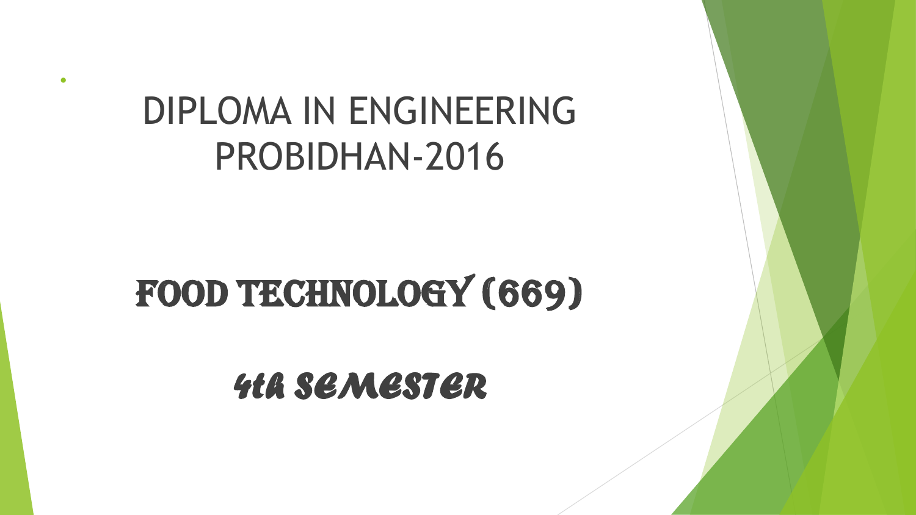# DIPLOMA IN ENGINEERING PROBIDHAN-2016

## FOOD TECHNOLOGY (669)

### *4th SEMESTER*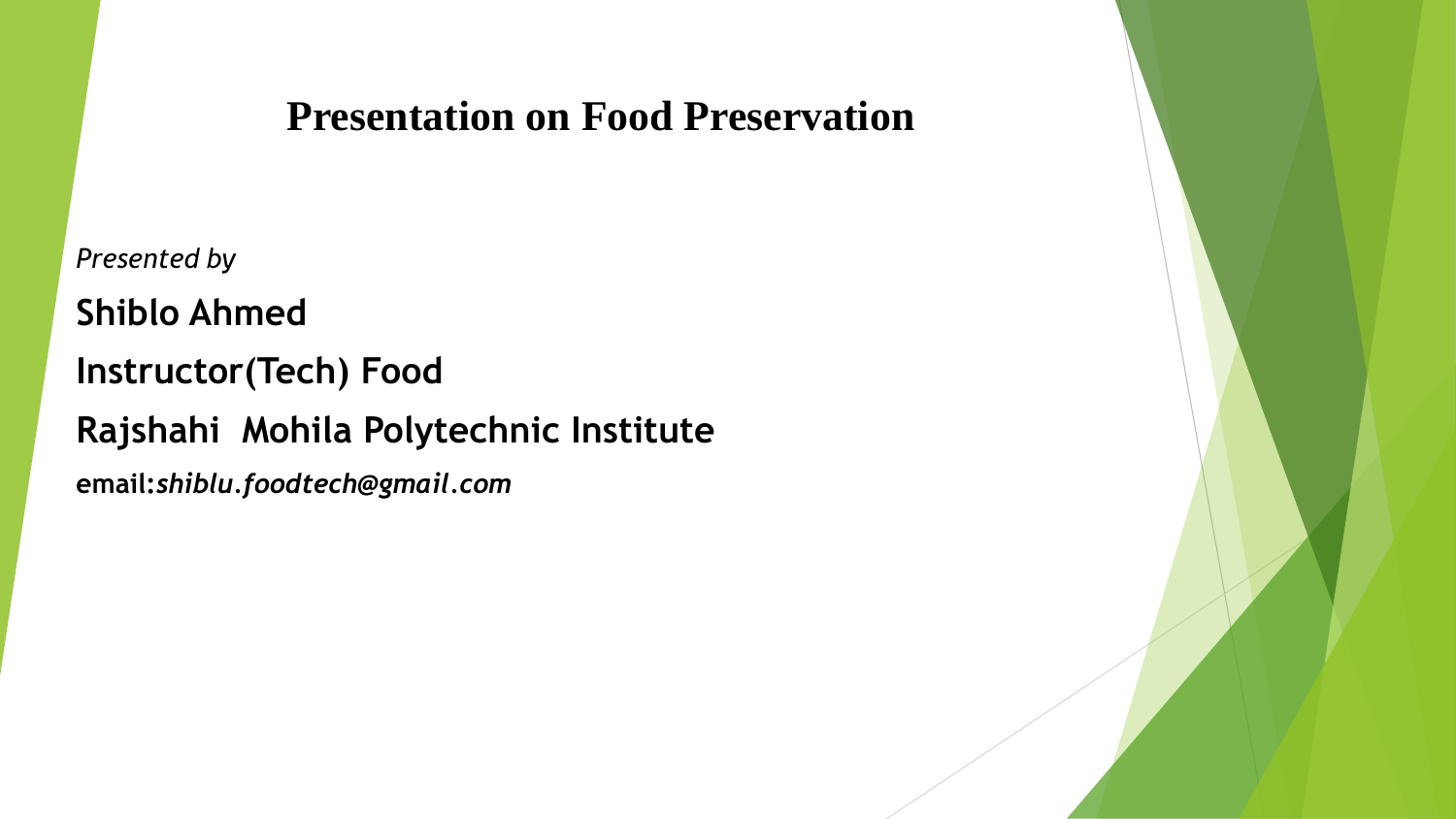# Presentation on Food Preservation

*Presented by*

**Shiblo Ahmed**

**Instructor(Tech) Food**

**Rajshahi  Mohila Polytechnic Institute**

**email:*shiblu.foodtech@gmail.com***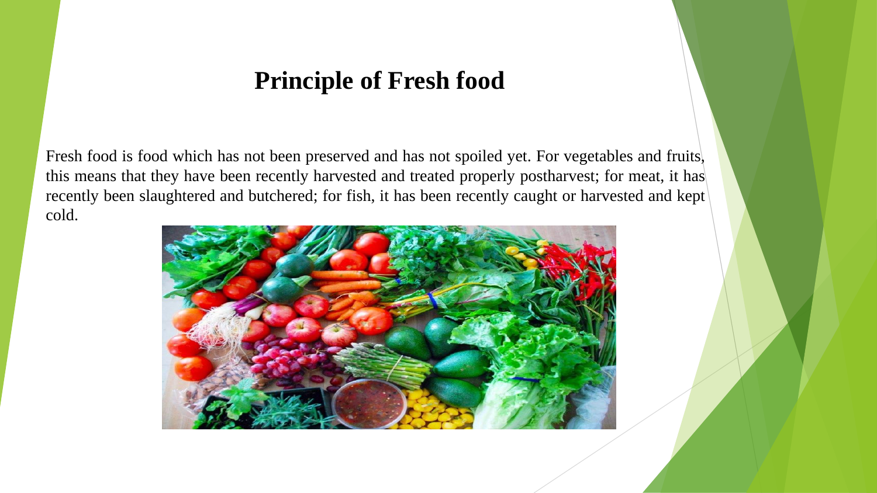# Principle of Fresh food

Fresh food is food which has not been preserved and has not spoiled yet. For vegetables and fruits, this means that they have been recently harvested and treated properly postharvest; for meat, it has recently been slaughtered and butchered; for fish, it has been recently caught or harvested and kept cold.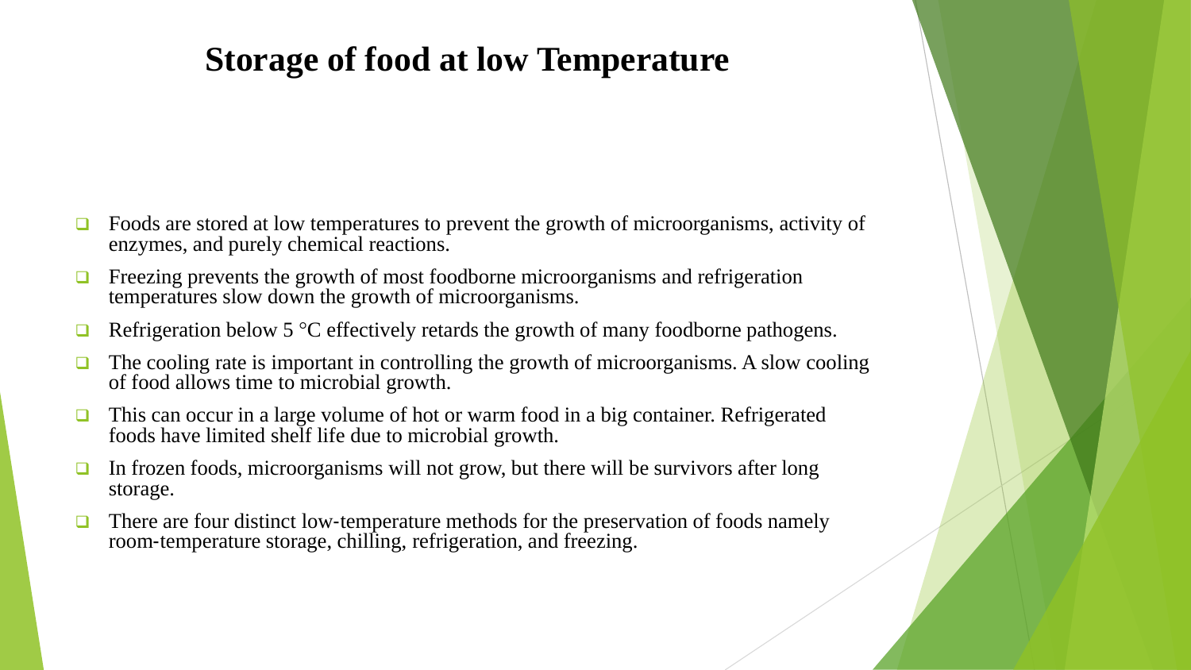# Storage of food at low Temperature

- Foods are stored at low temperatures to prevent the growth of microorganisms, activity of enzymes, and purely chemical reactions.
- Freezing prevents the growth of most foodborne microorganisms and refrigeration temperatures slow down the growth of microorganisms.
- Refrigeration below 5 °C effectively retards the growth of many foodborne pathogens.
- The cooling rate is important in controlling the growth of microorganisms. A slow cooling of food allows time to microbial growth.
- This can occur in a large volume of hot or warm food in a big container. Refrigerated foods have limited shelf life due to microbial growth.
- In frozen foods, microorganisms will not grow, but there will be survivors after long storage.
- There are four distinct low-temperature methods for the preservation of foods namely room-temperature storage, chilling, refrigeration, and freezing.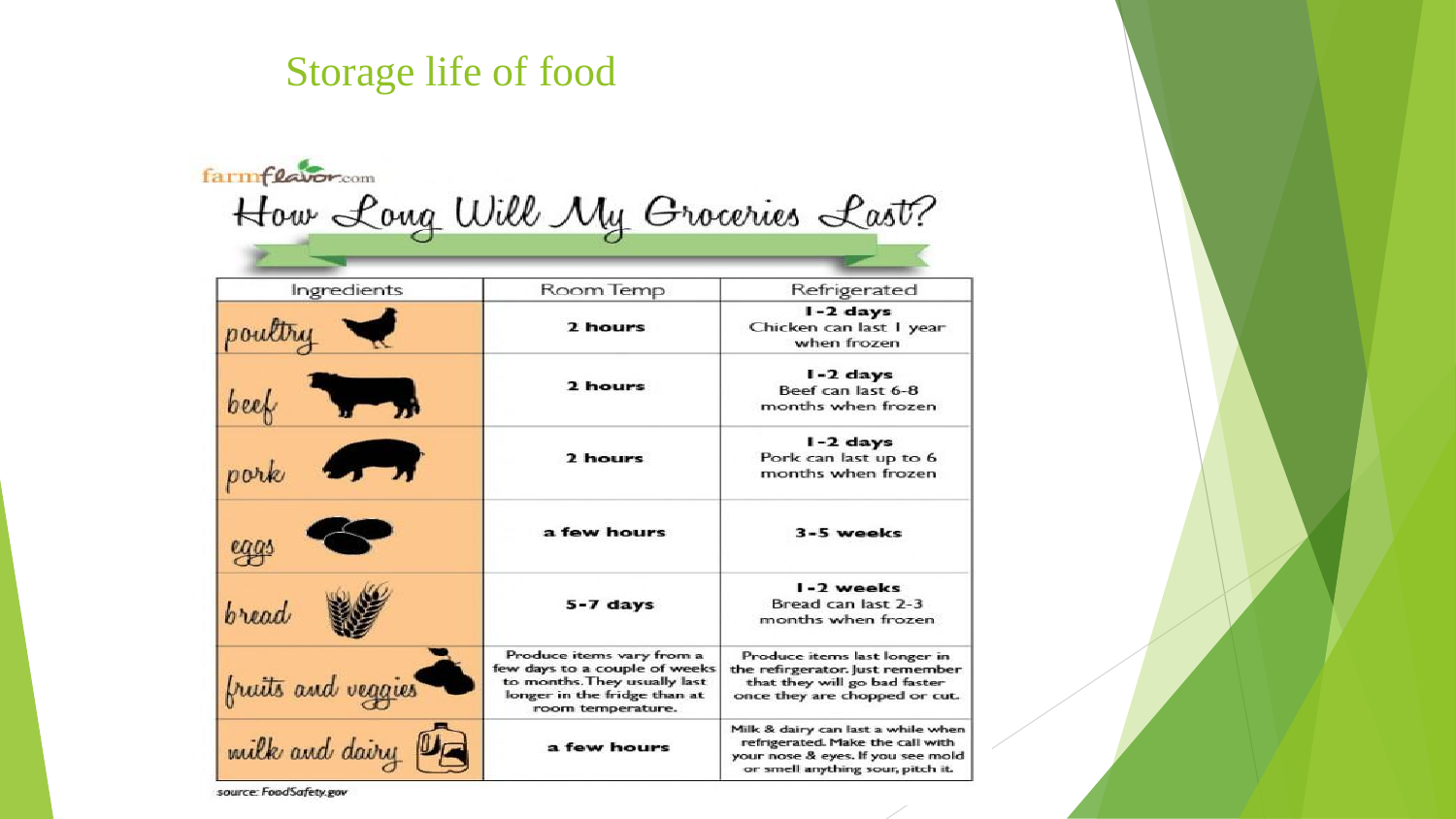# Storage life of food

farmflavor.com

## How Long Will My Groceries Last?

| Ingredients | Room Temp | Refrigerated |
|---|---|---|
| poultry | **2 hours** | **1-2 days** Chicken can last 1 year when frozen |
| beef | **2 hours** | **1-2 days** Beef can last 6-8 months when frozen |
| pork | **2 hours** | **1-2 days** Pork can last up to 6 months when frozen |
| eggs | **a few hours** | **3-5 weeks** |
| bread | **5-7 days** | **1-2 weeks** Bread can last 2-3 months when frozen |
| fruits and veggies | Produce items vary from a few days to a couple of weeks to months. They usually last longer in the fridge than at room temperature. | Produce items last longer in the refirgerator. Just remember that they will go bad faster once they are chopped or cut. |
| milk and dairy | **a few hours** | Milk & dairy can last a while when refrigerated. Make the call with your nose & eyes. If you see mold or smell anything sour, pitch it. |

source: FoodSafety.gov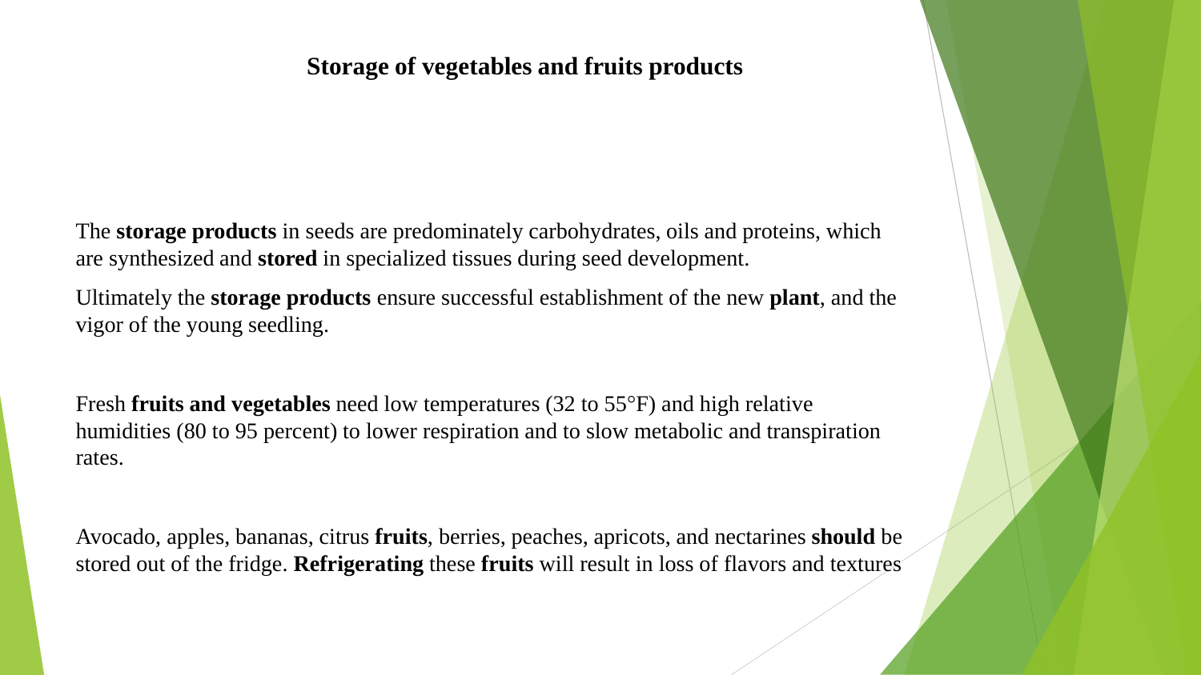# Storage of vegetables and fruits products

The **storage products** in seeds are predominately carbohydrates, oils and proteins, which are synthesized and **stored** in specialized tissues during seed development.

Ultimately the **storage products** ensure successful establishment of the new **plant**, and the vigor of the young seedling.

Fresh **fruits and vegetables** need low temperatures (32 to 55°F) and high relative humidities (80 to 95 percent) to lower respiration and to slow metabolic and transpiration rates.

Avocado, apples, bananas, citrus **fruits**, berries, peaches, apricots, and nectarines **should** be stored out of the fridge. **Refrigerating** these **fruits** will result in loss of flavors and textures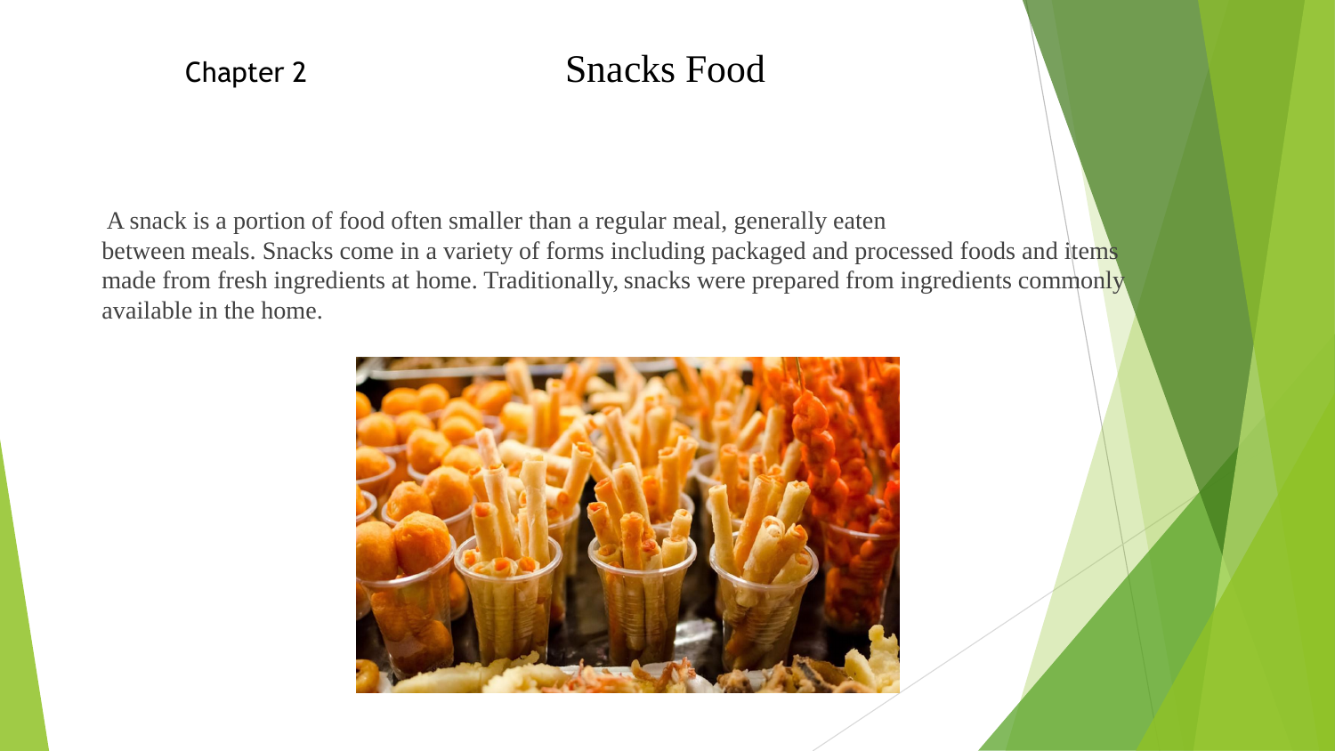Chapter 2

# Snacks Food

A snack is a portion of food often smaller than a regular meal, generally eaten between meals. Snacks come in a variety of forms including packaged and processed foods and items made from fresh ingredients at home. Traditionally, snacks were prepared from ingredients commonly available in the home.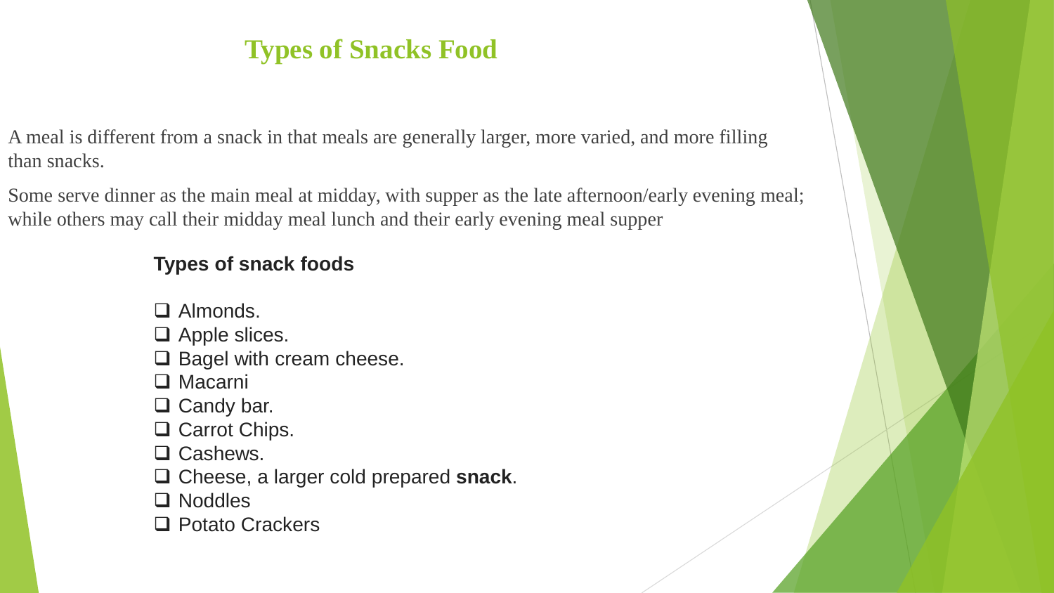# Types of Snacks Food

A meal is different from a snack in that meals are generally larger, more varied, and more filling than snacks.

Some serve dinner as the main meal at midday, with supper as the late afternoon/early evening meal; while others may call their midday meal lunch and their early evening meal supper

**Types of snack foods**

- Almonds.
- Apple slices.
- Bagel with cream cheese.
- Macarni
- Candy bar.
- Carrot Chips.
- Cashews.
- Cheese, a larger cold prepared **snack**.
- Noddles
- Potato Crackers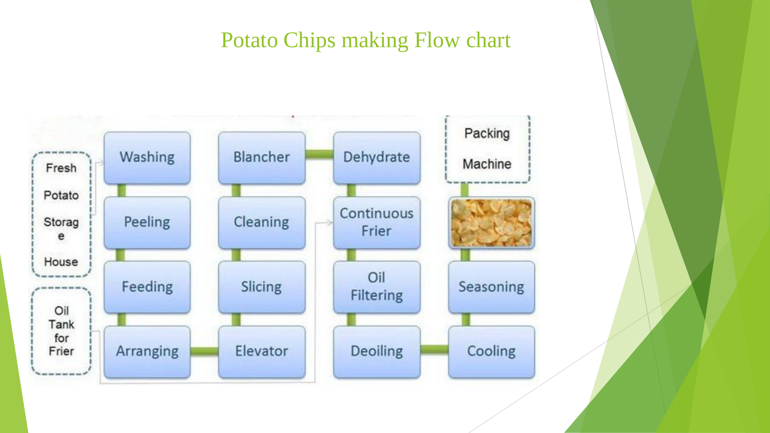# Potato Chips making Flow chart

- Fresh Potato Storage House
- Washing
- Peeling
- Feeding
- Arranging
- Elevator
- Slicing
- Cleaning
- Blancher
- Dehydrate
- Continuous Frier
- Oil Filtering
- Deoiling
- Cooling
- Seasoning
- Packing Machine

Oil Tank for Frier → Continuous Frier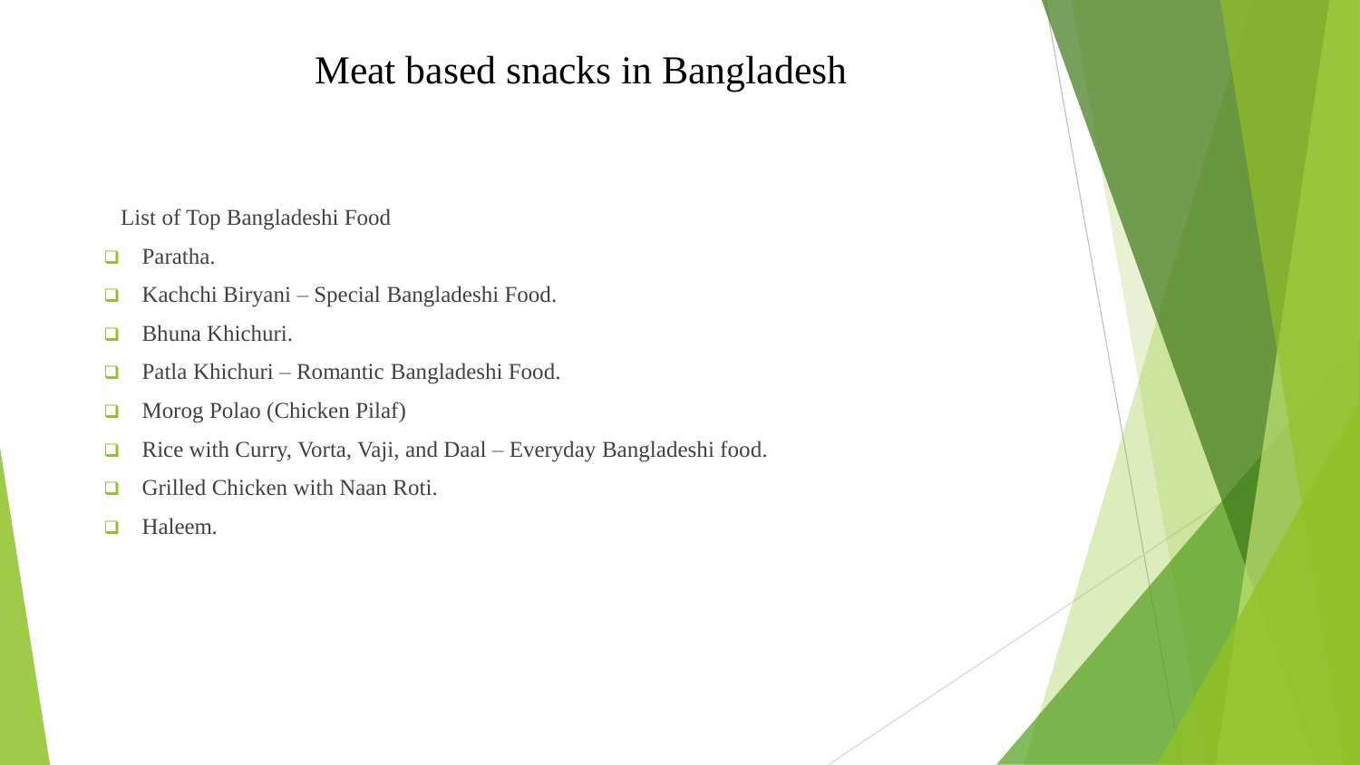# Meat based snacks in Bangladesh

List of Top Bangladeshi Food

- Paratha.
- Kachchi Biryani – Special Bangladeshi Food.
- Bhuna Khichuri.
- Patla Khichuri – Romantic Bangladeshi Food.
- Morog Polao (Chicken Pilaf)
- Rice with Curry, Vorta, Vaji, and Daal – Everyday Bangladeshi food.
- Grilled Chicken with Naan Roti.
- Haleem.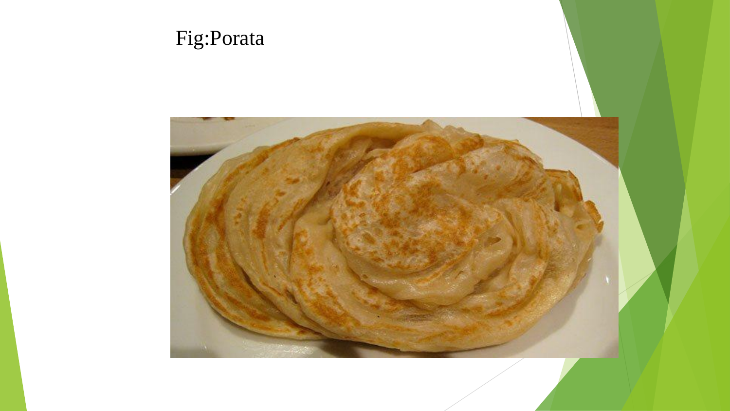Fig:Porata